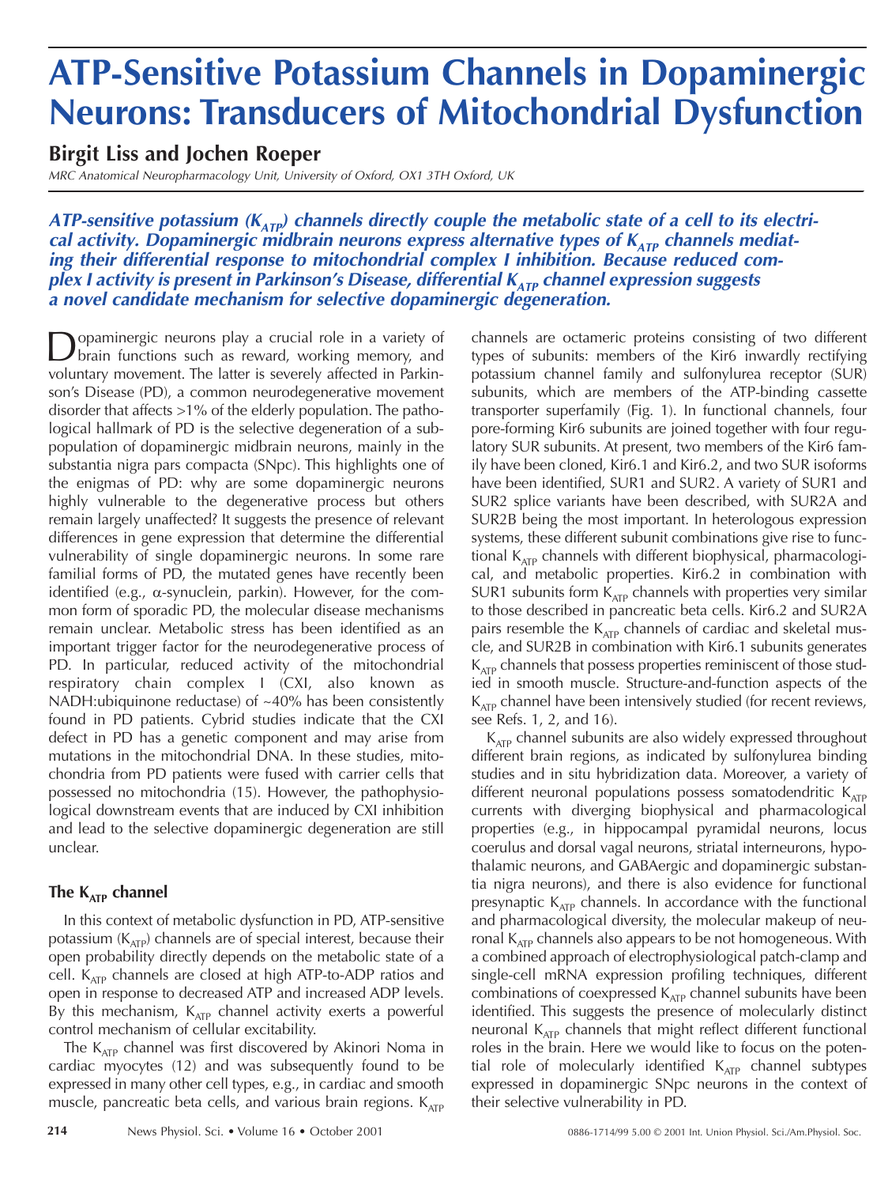# ATP-Sensitive Potassium Channels in Dopaminergic Neurons: Transducers of Mitochondrial Dysfunction

## Birgit Liss and Jochen Roeper

*MRC Anatomical Neuropharmacology Unit, University of Oxford, OX1 3TH Oxford, UK*

***ATP-sensitive potassium ($K_{ATP}$) channels directly couple the metabolic state of a cell to its electrical activity. Dopaminergic midbrain neurons express alternative types of $K_{ATP}$ channels mediating their differential response to mitochondrial complex I inhibition. Because reduced complex I activity is present in Parkinson's Disease, differential $K_{ATP}$ channel expression suggests a novel candidate mechanism for selective dopaminergic degeneration.***

Dopaminergic neurons play a crucial role in a variety of brain functions such as reward, working memory, and voluntary movement. The latter is severely affected in Parkinson's Disease (PD), a common neurodegenerative movement disorder that affects >1% of the elderly population. The pathological hallmark of PD is the selective degeneration of a subpopulation of dopaminergic midbrain neurons, mainly in the substantia nigra pars compacta (SNpc). This highlights one of the enigmas of PD: why are some dopaminergic neurons highly vulnerable to the degenerative process but others remain largely unaffected? It suggests the presence of relevant differences in gene expression that determine the differential vulnerability of single dopaminergic neurons. In some rare familial forms of PD, the mutated genes have recently been identified (e.g., α-synuclein, parkin). However, for the common form of sporadic PD, the molecular disease mechanisms remain unclear. Metabolic stress has been identified as an important trigger factor for the neurodegenerative process of PD. In particular, reduced activity of the mitochondrial respiratory chain complex I (CXI, also known as NADH:ubiquinone reductase) of ~40% has been consistently found in PD patients. Cybrid studies indicate that the CXI defect in PD has a genetic component and may arise from mutations in the mitochondrial DNA. In these studies, mitochondria from PD patients were fused with carrier cells that possessed no mitochondria (15). However, the pathophysiological downstream events that are induced by CXI inhibition and lead to the selective dopaminergic degeneration are still unclear.

### The $K_{ATP}$ channel

In this context of metabolic dysfunction in PD, ATP-sensitive potassium ($K_{ATP}$) channels are of special interest, because their open probability directly depends on the metabolic state of a cell. $K_{ATP}$ channels are closed at high ATP-to-ADP ratios and open in response to decreased ATP and increased ADP levels. By this mechanism, $K_{ATP}$ channel activity exerts a powerful control mechanism of cellular excitability.

The $K_{ATP}$ channel was first discovered by Akinori Noma in cardiac myocytes (12) and was subsequently found to be expressed in many other cell types, e.g., in cardiac and smooth muscle, pancreatic beta cells, and various brain regions. $K_{ATP}$ channels are octameric proteins consisting of two different types of subunits: members of the Kir6 inwardly rectifying potassium channel family and sulfonylurea receptor (SUR) subunits, which are members of the ATP-binding cassette transporter superfamily (Fig. 1). In functional channels, four pore-forming Kir6 subunits are joined together with four regulatory SUR subunits. At present, two members of the Kir6 family have been cloned, Kir6.1 and Kir6.2, and two SUR isoforms have been identified, SUR1 and SUR2. A variety of SUR1 and SUR2 splice variants have been described, with SUR2A and SUR2B being the most important. In heterologous expression systems, these different subunit combinations give rise to functional $K_{ATP}$ channels with different biophysical, pharmacological, and metabolic properties. Kir6.2 in combination with SUR1 subunits form $K_{ATP}$ channels with properties very similar to those described in pancreatic beta cells. Kir6.2 and SUR2A pairs resemble the $K_{ATP}$ channels of cardiac and skeletal muscle, and SUR2B in combination with Kir6.1 subunits generates $K_{ATP}$ channels that possess properties reminiscent of those studied in smooth muscle. Structure-and-function aspects of the $K_{ATP}$ channel have been intensively studied (for recent reviews, see Refs. 1, 2, and 16).

$K_{ATP}$ channel subunits are also widely expressed throughout different brain regions, as indicated by sulfonylurea binding studies and in situ hybridization data. Moreover, a variety of different neuronal populations possess somatodendritic $K_{ATP}$ currents with diverging biophysical and pharmacological properties (e.g., in hippocampal pyramidal neurons, locus coerulus and dorsal vagal neurons, striatal interneurons, hypothalamic neurons, and GABAergic and dopaminergic substantia nigra neurons), and there is also evidence for functional presynaptic $K_{ATP}$ channels. In accordance with the functional and pharmacological diversity, the molecular makeup of neuronal $K_{ATP}$ channels also appears to be not homogeneous. With a combined approach of electrophysiological patch-clamp and single-cell mRNA expression profiling techniques, different combinations of coexpressed $K_{ATP}$ channel subunits have been identified. This suggests the presence of molecularly distinct neuronal $K_{ATP}$ channels that might reflect different functional roles in the brain. Here we would like to focus on the potential role of molecularly identified $K_{ATP}$ channel subtypes expressed in dopaminergic SNpc neurons in the context of their selective vulnerability in PD.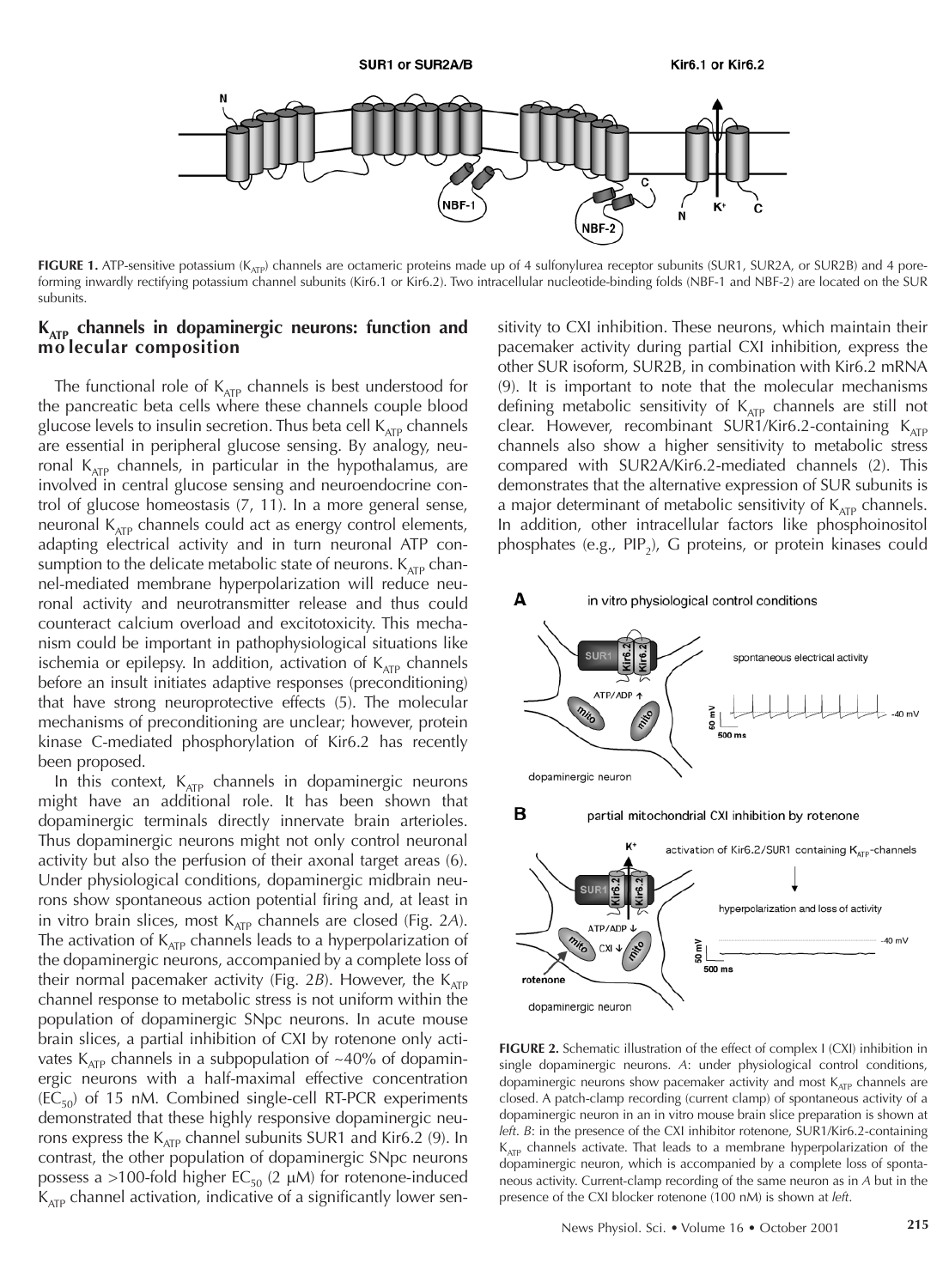**FIGURE 1.** ATP-sensitive potassium ($K_{ATP}$) channels are octameric proteins made up of 4 sulfonylurea receptor subunits (SUR1, SUR2A, or SUR2B) and 4 pore-forming inwardly rectifying potassium channel subunits (Kir6.1 or Kir6.2). Two intracellular nucleotide-binding folds (NBF-1 and NBF-2) are located on the SUR subunits.

## $K_{ATP}$ channels in dopaminergic neurons: function and molecular composition

The functional role of $K_{ATP}$ channels is best understood for the pancreatic beta cells where these channels couple blood glucose levels to insulin secretion. Thus beta cell $K_{ATP}$ channels are essential in peripheral glucose sensing. By analogy, neuronal $K_{ATP}$ channels, in particular in the hypothalamus, are involved in central glucose sensing and neuroendocrine control of glucose homeostasis (7, 11). In a more general sense, neuronal $K_{ATP}$ channels could act as energy control elements, adapting electrical activity and in turn neuronal ATP consumption to the delicate metabolic state of neurons. $K_{ATP}$ channel-mediated membrane hyperpolarization will reduce neuronal activity and neurotransmitter release and thus could counteract calcium overload and excitotoxicity. This mechanism could be important in pathophysiological situations like ischemia or epilepsy. In addition, activation of $K_{ATP}$ channels before an insult initiates adaptive responses (preconditioning) that have strong neuroprotective effects (5). The molecular mechanisms of preconditioning are unclear; however, protein kinase C-mediated phosphorylation of Kir6.2 has recently been proposed.

In this context, $K_{ATP}$ channels in dopaminergic neurons might have an additional role. It has been shown that dopaminergic terminals directly innervate brain arterioles. Thus dopaminergic neurons might not only control neuronal activity but also the perfusion of their axonal target areas (6). Under physiological conditions, dopaminergic midbrain neurons show spontaneous action potential firing and, at least in in vitro brain slices, most $K_{ATP}$ channels are closed (Fig. 2*A*). The activation of $K_{ATP}$ channels leads to a hyperpolarization of the dopaminergic neurons, accompanied by a complete loss of their normal pacemaker activity (Fig. 2*B*). However, the $K_{ATP}$ channel response to metabolic stress is not uniform within the population of dopaminergic SNpc neurons. In acute mouse brain slices, a partial inhibition of CXI by rotenone only activates $K_{ATP}$ channels in a subpopulation of ~40% of dopaminergic neurons with a half-maximal effective concentration ($EC_{50}$) of 15 nM. Combined single-cell RT-PCR experiments demonstrated that these highly responsive dopaminergic neurons express the $K_{ATP}$ channel subunits SUR1 and Kir6.2 (9). In contrast, the other population of dopaminergic SNpc neurons possess a >100-fold higher $EC_{50}$ (2 μM) for rotenone-induced $K_{ATP}$ channel activation, indicative of a significantly lower sensitivity to CXI inhibition. These neurons, which maintain their pacemaker activity during partial CXI inhibition, express the other SUR isoform, SUR2B, in combination with Kir6.2 mRNA (9). It is important to note that the molecular mechanisms defining metabolic sensitivity of $K_{ATP}$ channels are still not clear. However, recombinant SUR1/Kir6.2-containing $K_{ATP}$ channels also show a higher sensitivity to metabolic stress compared with SUR2A/Kir6.2-mediated channels (2). This demonstrates that the alternative expression of SUR subunits is a major determinant of metabolic sensitivity of $K_{ATP}$ channels. In addition, other intracellular factors like phosphoinositol phosphates (e.g., $PIP_2$), G proteins, or protein kinases could

**FIGURE 2.** Schematic illustration of the effect of complex I (CXI) inhibition in single dopaminergic neurons. *A*: under physiological control conditions, dopaminergic neurons show pacemaker activity and most $K_{ATP}$ channels are closed. A patch-clamp recording (current clamp) of spontaneous activity of a dopaminergic neuron in an in vitro mouse brain slice preparation is shown at *left*. *B*: in the presence of the CXI inhibitor rotenone, SUR1/Kir6.2-containing $K_{ATP}$ channels activate. That leads to a membrane hyperpolarization of the dopaminergic neuron, which is accompanied by a complete loss of spontaneous activity. Current-clamp recording of the same neuron as in *A* but in the presence of the CXI blocker rotenone (100 nM) is shown at *left*.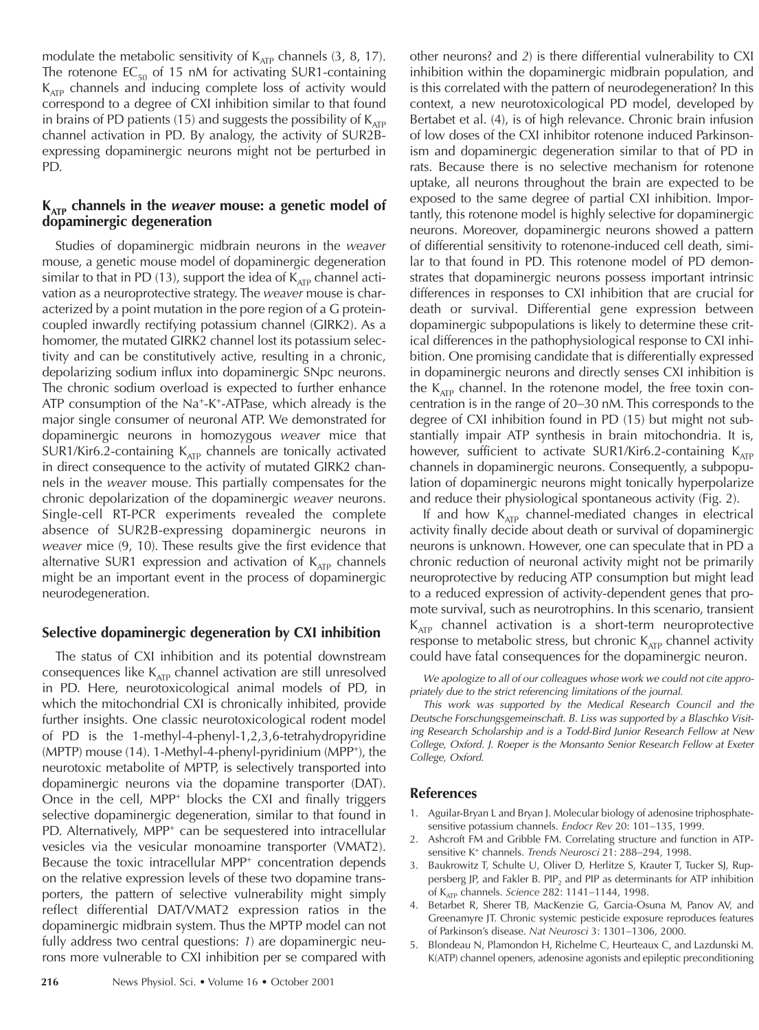modulate the metabolic sensitivity of $K_{ATP}$ channels (3, 8, 17). The rotenone $EC_{50}$ of 15 nM for activating SUR1-containing $K_{ATP}$ channels and inducing complete loss of activity would correspond to a degree of CXI inhibition similar to that found in brains of PD patients (15) and suggests the possibility of $K_{ATP}$ channel activation in PD. By analogy, the activity of SUR2B-expressing dopaminergic neurons might not be perturbed in PD.

## $K_{ATP}$ channels in the *weaver* mouse: a genetic model of dopaminergic degeneration

Studies of dopaminergic midbrain neurons in the *weaver* mouse, a genetic mouse model of dopaminergic degeneration similar to that in PD (13), support the idea of $K_{ATP}$ channel activation as a neuroprotective strategy. The *weaver* mouse is characterized by a point mutation in the pore region of a G protein-coupled inwardly rectifying potassium channel (GIRK2). As a homomer, the mutated GIRK2 channel lost its potassium selectivity and can be constitutively active, resulting in a chronic, depolarizing sodium influx into dopaminergic SNpc neurons. The chronic sodium overload is expected to further enhance ATP consumption of the $Na^{+}$-$K^{+}$-ATPase, which already is the major single consumer of neuronal ATP. We demonstrated for dopaminergic neurons in homozygous *weaver* mice that SUR1/Kir6.2-containing $K_{ATP}$ channels are tonically activated in direct consequence to the activity of mutated GIRK2 channels in the *weaver* mouse. This partially compensates for the chronic depolarization of the dopaminergic *weaver* neurons. Single-cell RT-PCR experiments revealed the complete absence of SUR2B-expressing dopaminergic neurons in *weaver* mice (9, 10). These results give the first evidence that alternative SUR1 expression and activation of $K_{ATP}$ channels might be an important event in the process of dopaminergic neurodegeneration.

## Selective dopaminergic degeneration by CXI inhibition

The status of CXI inhibition and its potential downstream consequences like $K_{ATP}$ channel activation are still unresolved in PD. Here, neurotoxicological animal models of PD, in which the mitochondrial CXI is chronically inhibited, provide further insights. One classic neurotoxicological rodent model of PD is the 1-methyl-4-phenyl-1,2,3,6-tetrahydropyridine (MPTP) mouse (14). 1-Methyl-4-phenyl-pyridinium ($MPP^{+}$), the neurotoxic metabolite of MPTP, is selectively transported into dopaminergic neurons via the dopamine transporter (DAT). Once in the cell, $MPP^{+}$ blocks the CXI and finally triggers selective dopaminergic degeneration, similar to that found in PD. Alternatively, $MPP^{+}$ can be sequestered into intracellular vesicles via the vesicular monoamine transporter (VMAT2). Because the toxic intracellular $MPP^{+}$ concentration depends on the relative expression levels of these two dopamine transporters, the pattern of selective vulnerability might simply reflect differential DAT/VMAT2 expression ratios in the dopaminergic midbrain system. Thus the MPTP model can not fully address two central questions: *1*) are dopaminergic neurons more vulnerable to CXI inhibition per se compared with other neurons? and *2*) is there differential vulnerability to CXI inhibition within the dopaminergic midbrain population, and is this correlated with the pattern of neurodegeneration? In this context, a new neurotoxicological PD model, developed by Bertabet et al. (4), is of high relevance. Chronic brain infusion of low doses of the CXI inhibitor rotenone induced Parkinsonism and dopaminergic degeneration similar to that of PD in rats. Because there is no selective mechanism for rotenone uptake, all neurons throughout the brain are expected to be exposed to the same degree of partial CXI inhibition. Importantly, this rotenone model is highly selective for dopaminergic neurons. Moreover, dopaminergic neurons showed a pattern of differential sensitivity to rotenone-induced cell death, similar to that found in PD. This rotenone model of PD demonstrates that dopaminergic neurons possess important intrinsic differences in responses to CXI inhibition that are crucial for death or survival. Differential gene expression between dopaminergic subpopulations is likely to determine these critical differences in the pathophysiological response to CXI inhibition. One promising candidate that is differentially expressed in dopaminergic neurons and directly senses CXI inhibition is the $K_{ATP}$ channel. In the rotenone model, the free toxin concentration is in the range of 20–30 nM. This corresponds to the degree of CXI inhibition found in PD (15) but might not substantially impair ATP synthesis in brain mitochondria. It is, however, sufficient to activate SUR1/Kir6.2-containing $K_{ATP}$ channels in dopaminergic neurons. Consequently, a subpopulation of dopaminergic neurons might tonically hyperpolarize and reduce their physiological spontaneous activity (Fig. 2).

If and how $K_{ATP}$ channel-mediated changes in electrical activity finally decide about death or survival of dopaminergic neurons is unknown. However, one can speculate that in PD a chronic reduction of neuronal activity might not be primarily neuroprotective by reducing ATP consumption but might lead to a reduced expression of activity-dependent genes that promote survival, such as neurotrophins. In this scenario, transient $K_{ATP}$ channel activation is a short-term neuroprotective response to metabolic stress, but chronic $K_{ATP}$ channel activity could have fatal consequences for the dopaminergic neuron.

*We apologize to all of our colleagues whose work we could not cite appropriately due to the strict referencing limitations of the journal.*

*This work was supported by the Medical Research Council and the Deutsche Forschungsgemeinschaft. B. Liss was supported by a Blaschko Visiting Research Scholarship and is a Todd-Bird Junior Research Fellow at New College, Oxford. J. Roeper is the Monsanto Senior Research Fellow at Exeter College, Oxford.*

## References

1. Aguilar-Bryan L and Bryan J. Molecular biology of adenosine triphosphate-sensitive potassium channels. *Endocr Rev* 20: 101–135, 1999.
2. Ashcroft FM and Gribble FM. Correlating structure and function in ATP-sensitive $K^{+}$ channels. *Trends Neurosci* 21: 288–294, 1998.
3. Baukrowitz T, Schulte U, Oliver D, Herlitze S, Krauter T, Tucker SJ, Ruppersberg JP, and Fakler B. $PIP_2$ and PIP as determinants for ATP inhibition of $K_{ATP}$ channels. *Science* 282: 1141–1144, 1998.
4. Betarbet R, Sherer TB, MacKenzie G, Garcia-Osuna M, Panov AV, and Greenamyre JT. Chronic systemic pesticide exposure reproduces features of Parkinson's disease. *Nat Neurosci* 3: 1301–1306, 2000.
5. Blondeau N, Plamondon H, Richelme C, Heurteaux C, and Lazdunski M. K(ATP) channel openers, adenosine agonists and epileptic preconditioning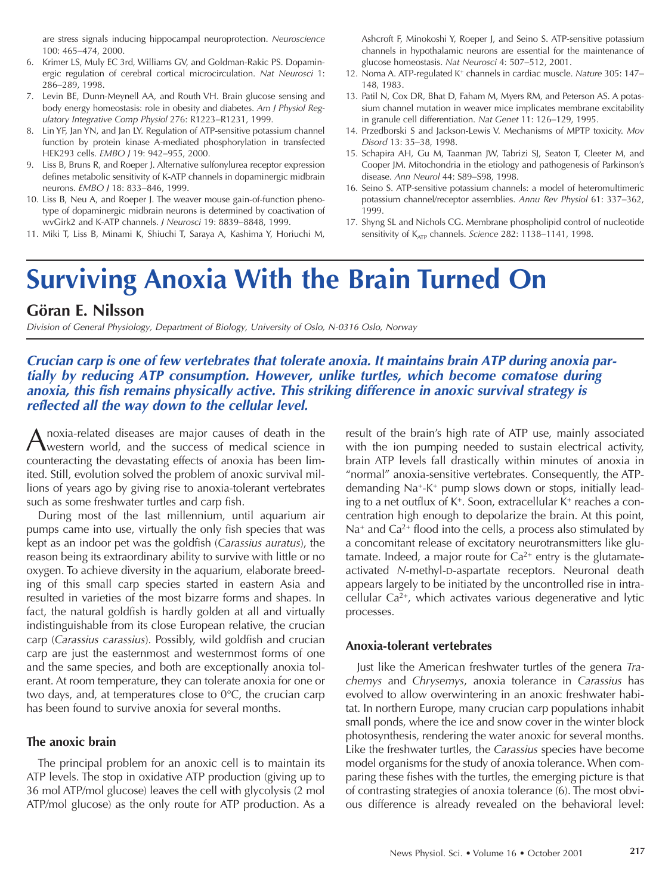are stress signals inducing hippocampal neuroprotection. *Neuroscience* 100: 465–474, 2000.

6. Krimer LS, Muly EC 3rd, Williams GV, and Goldman-Rakic PS. Dopaminergic regulation of cerebral cortical microcirculation. *Nat Neurosci* 1: 286–289, 1998.
7. Levin BE, Dunn-Meynell AA, and Routh VH. Brain glucose sensing and body energy homeostasis: role in obesity and diabetes. *Am J Physiol Regulatory Integrative Comp Physiol* 276: R1223–R1231, 1999.
8. Lin YF, Jan YN, and Jan LY. Regulation of ATP-sensitive potassium channel function by protein kinase A-mediated phosphorylation in transfected HEK293 cells. *EMBO J* 19: 942–955, 2000.
9. Liss B, Bruns R, and Roeper J. Alternative sulfonylurea receptor expression defines metabolic sensitivity of K-ATP channels in dopaminergic midbrain neurons. *EMBO J* 18: 833–846, 1999.
10. Liss B, Neu A, and Roeper J. The weaver mouse gain-of-function phenotype of dopaminergic midbrain neurons is determined by coactivation of wvGirk2 and K-ATP channels. *J Neurosci* 19: 8839–8848, 1999.
11. Miki T, Liss B, Minami K, Shiuchi T, Saraya A, Kashima Y, Horiuchi M, Ashcroft F, Minokoshi Y, Roeper J, and Seino S. ATP-sensitive potassium channels in hypothalamic neurons are essential for the maintenance of glucose homeostasis. *Nat Neurosci* 4: 507–512, 2001.
12. Noma A. ATP-regulated $K^+$ channels in cardiac muscle. *Nature* 305: 147–148, 1983.
13. Patil N, Cox DR, Bhat D, Faham M, Myers RM, and Peterson AS. A potassium channel mutation in weaver mice implicates membrane excitability in granule cell differentiation. *Nat Genet* 11: 126–129, 1995.
14. Przedborski S and Jackson-Lewis V. Mechanisms of MPTP toxicity. *Mov Disord* 13: 35–38, 1998.
15. Schapira AH, Gu M, Taanman JW, Tabrizi SJ, Seaton T, Cleeter M, and Cooper JM. Mitochondria in the etiology and pathogenesis of Parkinson's disease. *Ann Neurol* 44: S89–S98, 1998.
16. Seino S. ATP-sensitive potassium channels: a model of heteromultimeric potassium channel/receptor assemblies. *Annu Rev Physiol* 61: 337–362, 1999.
17. Shyng SL and Nichols CG. Membrane phospholipid control of nucleotide sensitivity of $K_{ATP}$ channels. *Science* 282: 1138–1141, 1998.

# Surviving Anoxia With the Brain Turned On

## Göran E. Nilsson

*Division of General Physiology, Department of Biology, University of Oslo, N-0316 Oslo, Norway*

***Crucian carp is one of few vertebrates that tolerate anoxia. It maintains brain ATP during anoxia partially by reducing ATP consumption. However, unlike turtles, which become comatose during anoxia, this fish remains physically active. This striking difference in anoxic survival strategy is reflected all the way down to the cellular level.***

Anoxia-related diseases are major causes of death in the western world, and the success of medical science in counteracting the devastating effects of anoxia has been limited. Still, evolution solved the problem of anoxic survival millions of years ago by giving rise to anoxia-tolerant vertebrates such as some freshwater turtles and carp fish.

During most of the last millennium, until aquarium air pumps came into use, virtually the only fish species that was kept as an indoor pet was the goldfish (*Carassius auratus*), the reason being its extraordinary ability to survive with little or no oxygen. To achieve diversity in the aquarium, elaborate breeding of this small carp species started in eastern Asia and resulted in varieties of the most bizarre forms and shapes. In fact, the natural goldfish is hardly golden at all and virtually indistinguishable from its close European relative, the crucian carp (*Carassius carassius*). Possibly, wild goldfish and crucian carp are just the easternmost and westernmost forms of one and the same species, and both are exceptionally anoxia tolerant. At room temperature, they can tolerate anoxia for one or two days, and, at temperatures close to 0°C, the crucian carp has been found to survive anoxia for several months.

### The anoxic brain

The principal problem for an anoxic cell is to maintain its ATP levels. The stop in oxidative ATP production (giving up to 36 mol ATP/mol glucose) leaves the cell with glycolysis (2 mol ATP/mol glucose) as the only route for ATP production. As a result of the brain's high rate of ATP use, mainly associated with the ion pumping needed to sustain electrical activity, brain ATP levels fall drastically within minutes of anoxia in "normal" anoxia-sensitive vertebrates. Consequently, the ATP-demanding $Na^+$-$K^+$ pump slows down or stops, initially leading to a net outflux of $K^+$. Soon, extracellular $K^+$ reaches a concentration high enough to depolarize the brain. At this point, $Na^+$ and $Ca^{2+}$ flood into the cells, a process also stimulated by a concomitant release of excitatory neurotransmitters like glutamate. Indeed, a major route for $Ca^{2+}$ entry is the glutamate-activated *N*-methyl-D-aspartate receptors. Neuronal death appears largely to be initiated by the uncontrolled rise in intracellular $Ca^{2+}$, which activates various degenerative and lytic processes.

### Anoxia-tolerant vertebrates

Just like the American freshwater turtles of the genera *Trachemys* and *Chrysemys*, anoxia tolerance in *Carassius* has evolved to allow overwintering in an anoxic freshwater habitat. In northern Europe, many crucian carp populations inhabit small ponds, where the ice and snow cover in the winter block photosynthesis, rendering the water anoxic for several months. Like the freshwater turtles, the *Carassius* species have become model organisms for the study of anoxia tolerance. When comparing these fishes with the turtles, the emerging picture is that of contrasting strategies of anoxia tolerance (6). The most obvious difference is already revealed on the behavioral level: